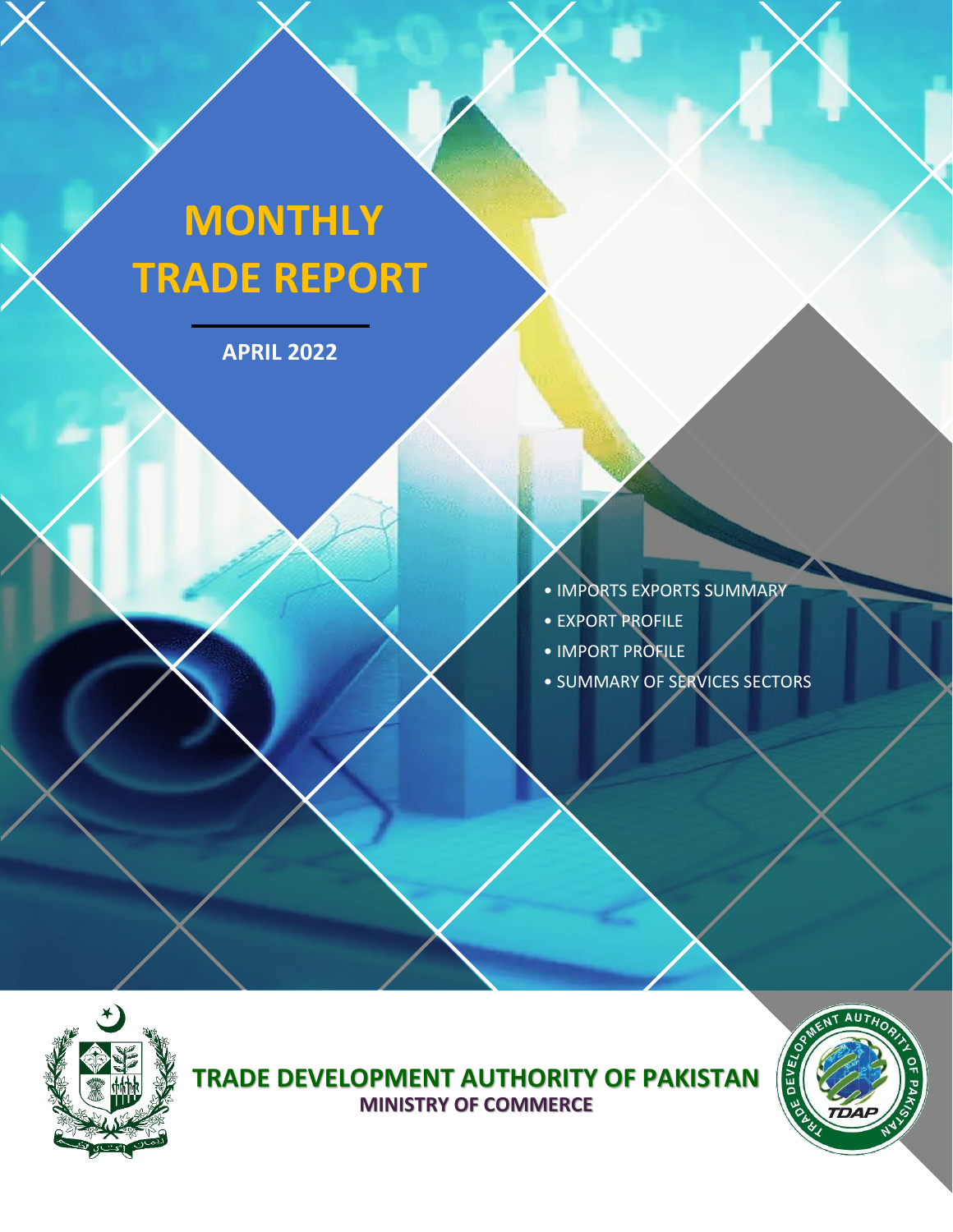# MONTHLY TRADE REPORT

**APRIL 2022**

- IMPORTS EXPORTS SUMMARY
- EXPORT PROFILE
- IMPORT PROFILE
- SUMMARY OF SERVICES SECTORS

**TRADE DEVELOPMENT AUTHORITY OF PAKISTAN**

**MINISTRY OF COMMERCE**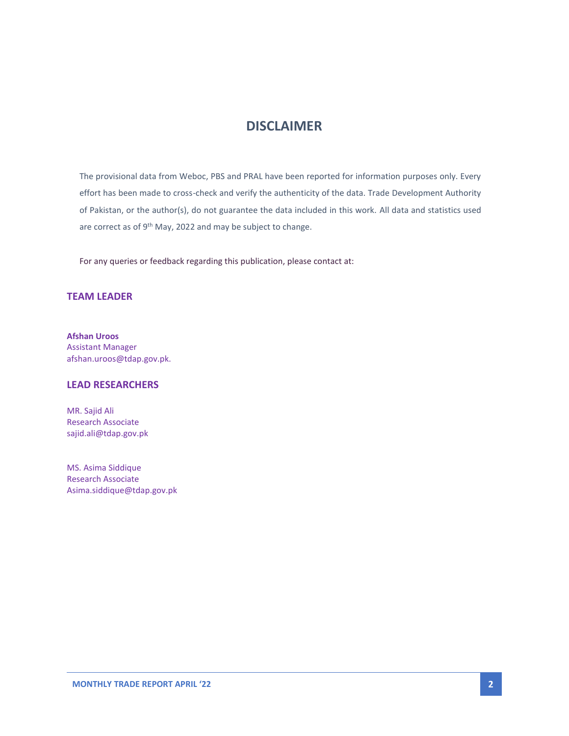# DISCLAIMER

The provisional data from Weboc, PBS and PRAL have been reported for information purposes only. Every effort has been made to cross-check and verify the authenticity of the data. Trade Development Authority of Pakistan, or the author(s), do not guarantee the data included in this work. All data and statistics used are correct as of 9th May, 2022 and may be subject to change.

For any queries or feedback regarding this publication, please contact at:

## TEAM LEADER

**Afshan Uroos**
Assistant Manager
afshan.uroos@tdap.gov.pk.

## LEAD RESEARCHERS

MR. Sajid Ali
Research Associate
sajid.ali@tdap.gov.pk

MS. Asima Siddique
Research Associate
Asima.siddique@tdap.gov.pk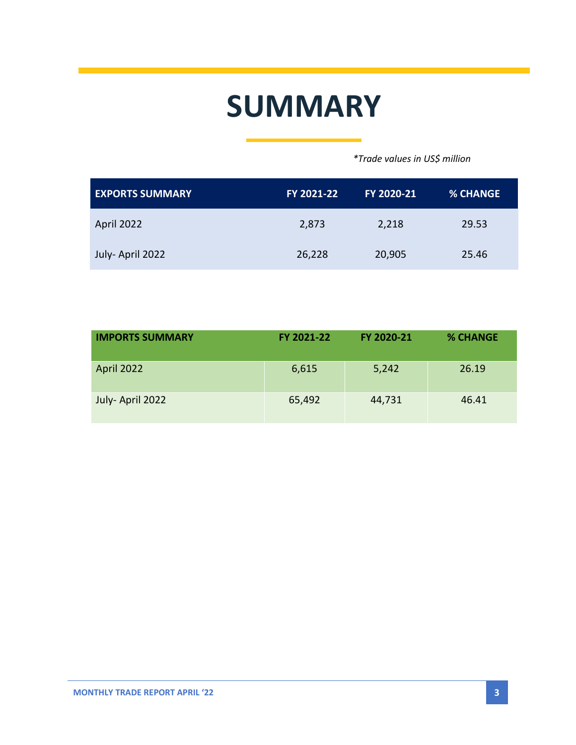# SUMMARY

*\*Trade values in US$ million*

| EXPORTS SUMMARY | FY 2021-22 | FY 2020-21 | % CHANGE |
| --- | --- | --- | --- |
| April 2022 | 2,873 | 2,218 | 29.53 |
| July- April 2022 | 26,228 | 20,905 | 25.46 |

| IMPORTS SUMMARY | FY 2021-22 | FY 2020-21 | % CHANGE |
| --- | --- | --- | --- |
| April 2022 | 6,615 | 5,242 | 26.19 |
| July- April 2022 | 65,492 | 44,731 | 46.41 |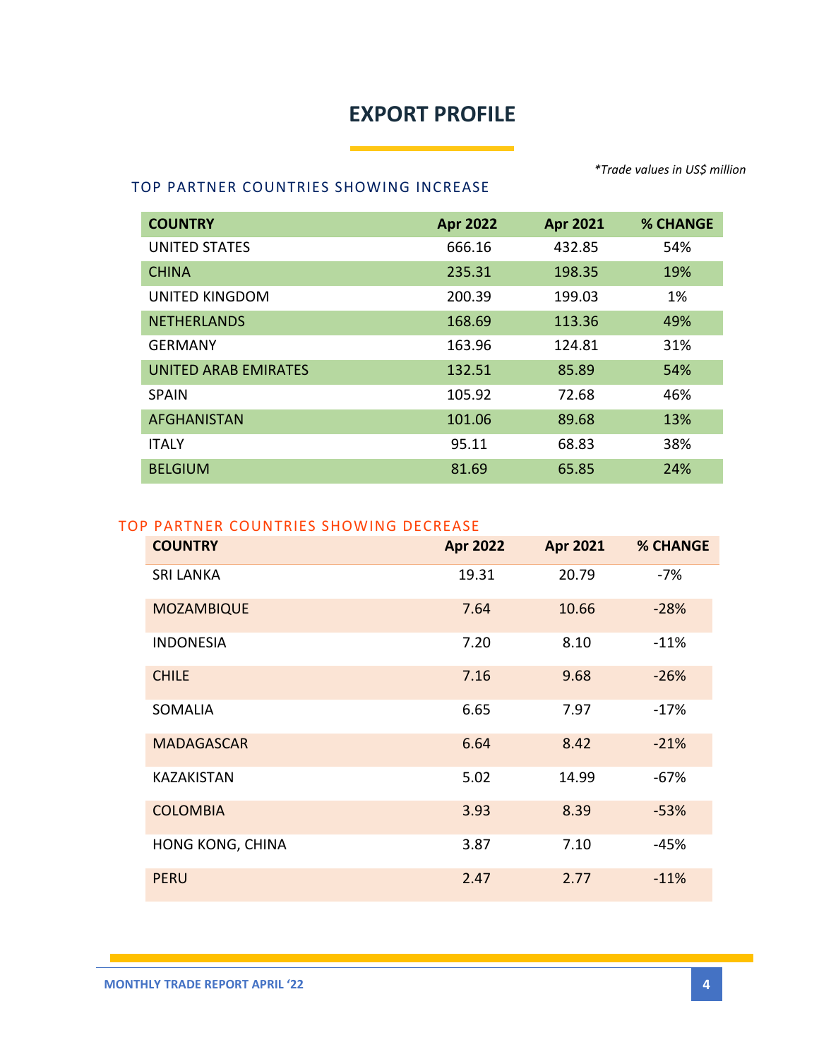# EXPORT PROFILE

*\*Trade values in US$ million*

### TOP PARTNER COUNTRIES SHOWING INCREASE

| COUNTRY | Apr 2022 | Apr 2021 | % CHANGE |
|---|---|---|---|
| UNITED STATES | 666.16 | 432.85 | 54% |
| CHINA | 235.31 | 198.35 | 19% |
| UNITED KINGDOM | 200.39 | 199.03 | 1% |
| NETHERLANDS | 168.69 | 113.36 | 49% |
| GERMANY | 163.96 | 124.81 | 31% |
| UNITED ARAB EMIRATES | 132.51 | 85.89 | 54% |
| SPAIN | 105.92 | 72.68 | 46% |
| AFGHANISTAN | 101.06 | 89.68 | 13% |
| ITALY | 95.11 | 68.83 | 38% |
| BELGIUM | 81.69 | 65.85 | 24% |

### TOP PARTNER COUNTRIES SHOWING DECREASE

| COUNTRY | Apr 2022 | Apr 2021 | % CHANGE |
|---|---|---|---|
| SRI LANKA | 19.31 | 20.79 | -7% |
| MOZAMBIQUE | 7.64 | 10.66 | -28% |
| INDONESIA | 7.20 | 8.10 | -11% |
| CHILE | 7.16 | 9.68 | -26% |
| SOMALIA | 6.65 | 7.97 | -17% |
| MADAGASCAR | 6.64 | 8.42 | -21% |
| KAZAKISTAN | 5.02 | 14.99 | -67% |
| COLOMBIA | 3.93 | 8.39 | -53% |
| HONG KONG, CHINA | 3.87 | 7.10 | -45% |
| PERU | 2.47 | 2.77 | -11% |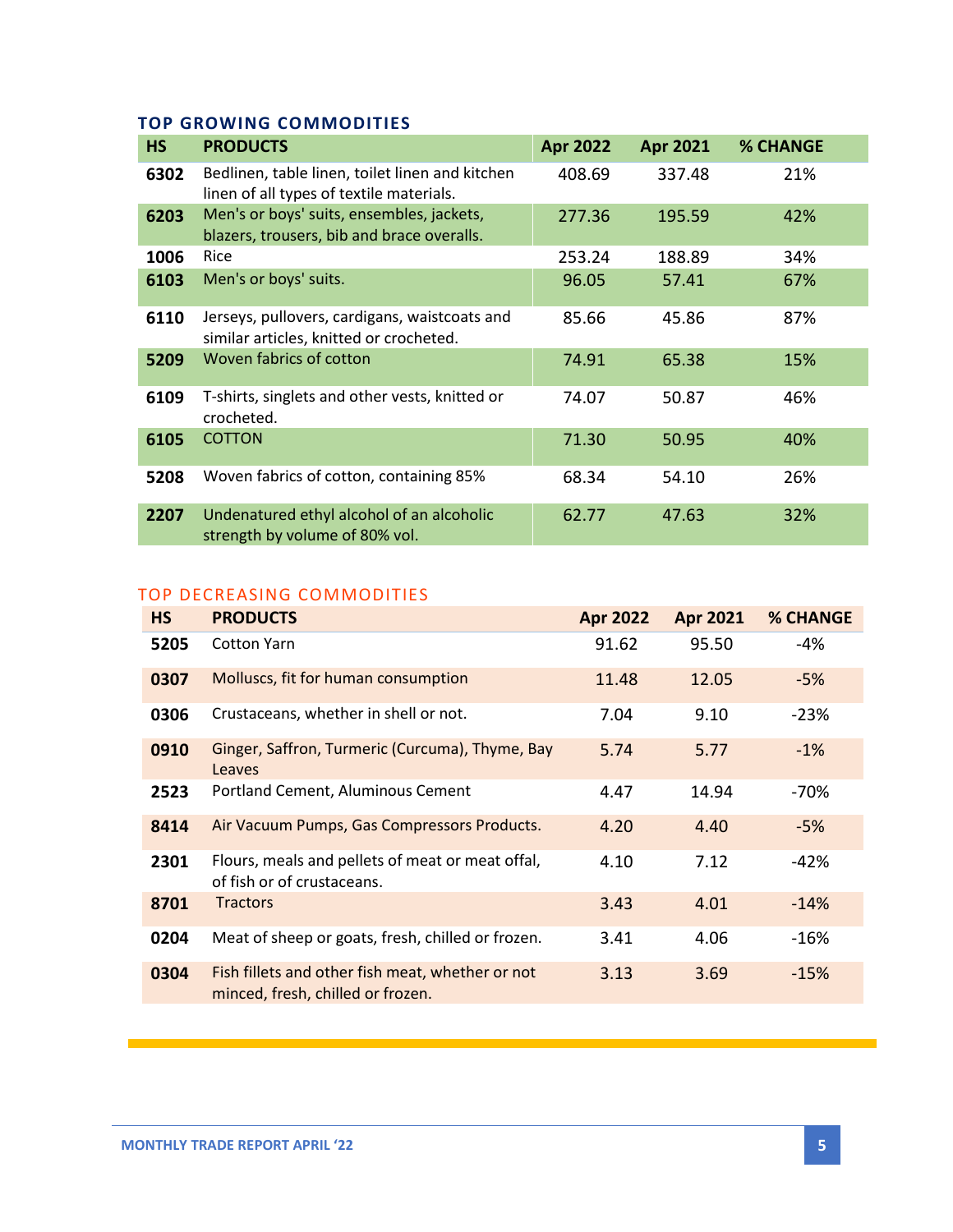### TOP GROWING COMMODITIES

| HS | PRODUCTS | Apr 2022 | Apr 2021 | % CHANGE |
|---|---|---|---|---|
| 6302 | Bedlinen, table linen, toilet linen and kitchen linen of all types of textile materials. | 408.69 | 337.48 | 21% |
| 6203 | Men's or boys' suits, ensembles, jackets, blazers, trousers, bib and brace overalls. | 277.36 | 195.59 | 42% |
| 1006 | Rice | 253.24 | 188.89 | 34% |
| 6103 | Men's or boys' suits. | 96.05 | 57.41 | 67% |
| 6110 | Jerseys, pullovers, cardigans, waistcoats and similar articles, knitted or crocheted. | 85.66 | 45.86 | 87% |
| 5209 | Woven fabrics of cotton | 74.91 | 65.38 | 15% |
| 6109 | T-shirts, singlets and other vests, knitted or crocheted. | 74.07 | 50.87 | 46% |
| 6105 | COTTON | 71.30 | 50.95 | 40% |
| 5208 | Woven fabrics of cotton, containing 85% | 68.34 | 54.10 | 26% |
| 2207 | Undenatured ethyl alcohol of an alcoholic strength by volume of 80% vol. | 62.77 | 47.63 | 32% |

### TOP DECREASING COMMODITIES

| HS | PRODUCTS | Apr 2022 | Apr 2021 | % CHANGE |
|---|---|---|---|---|
| 5205 | Cotton Yarn | 91.62 | 95.50 | -4% |
| 0307 | Molluscs, fit for human consumption | 11.48 | 12.05 | -5% |
| 0306 | Crustaceans, whether in shell or not. | 7.04 | 9.10 | -23% |
| 0910 | Ginger, Saffron, Turmeric (Curcuma), Thyme, Bay Leaves | 5.74 | 5.77 | -1% |
| 2523 | Portland Cement, Aluminous Cement | 4.47 | 14.94 | -70% |
| 8414 | Air Vacuum Pumps, Gas Compressors Products. | 4.20 | 4.40 | -5% |
| 2301 | Flours, meals and pellets of meat or meat offal, of fish or of crustaceans. | 4.10 | 7.12 | -42% |
| 8701 | Tractors | 3.43 | 4.01 | -14% |
| 0204 | Meat of sheep or goats, fresh, chilled or frozen. | 3.41 | 4.06 | -16% |
| 0304 | Fish fillets and other fish meat, whether or not minced, fresh, chilled or frozen. | 3.13 | 3.69 | -15% |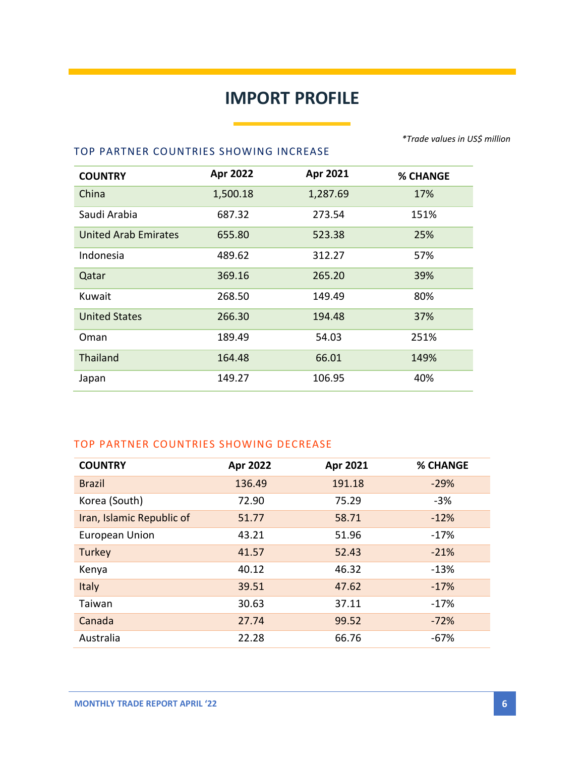# IMPORT PROFILE

*\*Trade values in US$ million*

### TOP PARTNER COUNTRIES SHOWING INCREASE

| COUNTRY | Apr 2022 | Apr 2021 | % CHANGE |
|---|---|---|---|
| China | 1,500.18 | 1,287.69 | 17% |
| Saudi Arabia | 687.32 | 273.54 | 151% |
| United Arab Emirates | 655.80 | 523.38 | 25% |
| Indonesia | 489.62 | 312.27 | 57% |
| Qatar | 369.16 | 265.20 | 39% |
| Kuwait | 268.50 | 149.49 | 80% |
| United States | 266.30 | 194.48 | 37% |
| Oman | 189.49 | 54.03 | 251% |
| Thailand | 164.48 | 66.01 | 149% |
| Japan | 149.27 | 106.95 | 40% |

### TOP PARTNER COUNTRIES SHOWING DECREASE

| COUNTRY | Apr 2022 | Apr 2021 | % CHANGE |
|---|---|---|---|
| Brazil | 136.49 | 191.18 | -29% |
| Korea (South) | 72.90 | 75.29 | -3% |
| Iran, Islamic Republic of | 51.77 | 58.71 | -12% |
| European Union | 43.21 | 51.96 | -17% |
| Turkey | 41.57 | 52.43 | -21% |
| Kenya | 40.12 | 46.32 | -13% |
| Italy | 39.51 | 47.62 | -17% |
| Taiwan | 30.63 | 37.11 | -17% |
| Canada | 27.74 | 99.52 | -72% |
| Australia | 22.28 | 66.76 | -67% |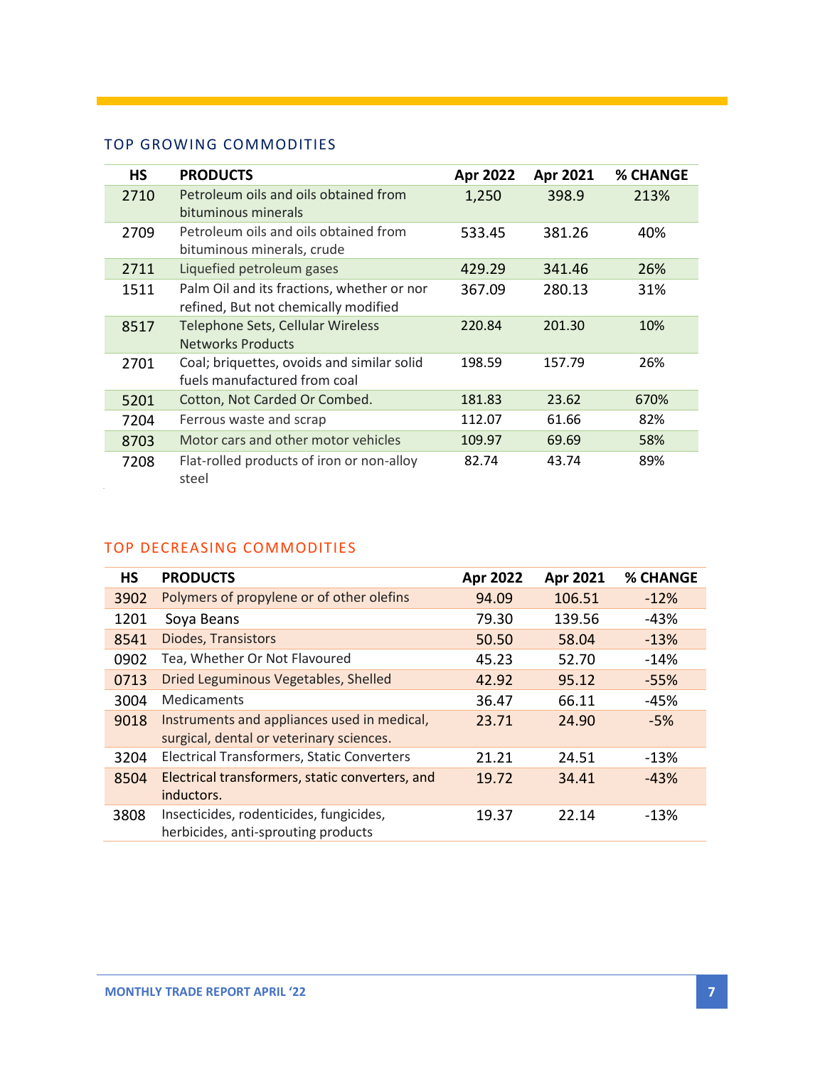## TOP GROWING COMMODITIES

| HS | PRODUCTS | Apr 2022 | Apr 2021 | % CHANGE |
|---|---|---|---|---|
| 2710 | Petroleum oils and oils obtained from bituminous minerals | 1,250 | 398.9 | 213% |
| 2709 | Petroleum oils and oils obtained from bituminous minerals, crude | 533.45 | 381.26 | 40% |
| 2711 | Liquefied petroleum gases | 429.29 | 341.46 | 26% |
| 1511 | Palm Oil and its fractions, whether or nor refined, But not chemically modified | 367.09 | 280.13 | 31% |
| 8517 | Telephone Sets, Cellular Wireless Networks Products | 220.84 | 201.30 | 10% |
| 2701 | Coal; briquettes, ovoids and similar solid fuels manufactured from coal | 198.59 | 157.79 | 26% |
| 5201 | Cotton, Not Carded Or Combed. | 181.83 | 23.62 | 670% |
| 7204 | Ferrous waste and scrap | 112.07 | 61.66 | 82% |
| 8703 | Motor cars and other motor vehicles | 109.97 | 69.69 | 58% |
| 7208 | Flat-rolled products of iron or non-alloy steel | 82.74 | 43.74 | 89% |

## TOP DECREASING COMMODITIES

| HS | PRODUCTS | Apr 2022 | Apr 2021 | % CHANGE |
|---|---|---|---|---|
| 3902 | Polymers of propylene or of other olefins | 94.09 | 106.51 | -12% |
| 1201 | Soya Beans | 79.30 | 139.56 | -43% |
| 8541 | Diodes, Transistors | 50.50 | 58.04 | -13% |
| 0902 | Tea, Whether Or Not Flavoured | 45.23 | 52.70 | -14% |
| 0713 | Dried Leguminous Vegetables, Shelled | 42.92 | 95.12 | -55% |
| 3004 | Medicaments | 36.47 | 66.11 | -45% |
| 9018 | Instruments and appliances used in medical, surgical, dental or veterinary sciences. | 23.71 | 24.90 | -5% |
| 3204 | Electrical Transformers, Static Converters | 21.21 | 24.51 | -13% |
| 8504 | Electrical transformers, static converters, and inductors. | 19.72 | 34.41 | -43% |
| 3808 | Insecticides, rodenticides, fungicides, herbicides, anti-sprouting products | 19.37 | 22.14 | -13% |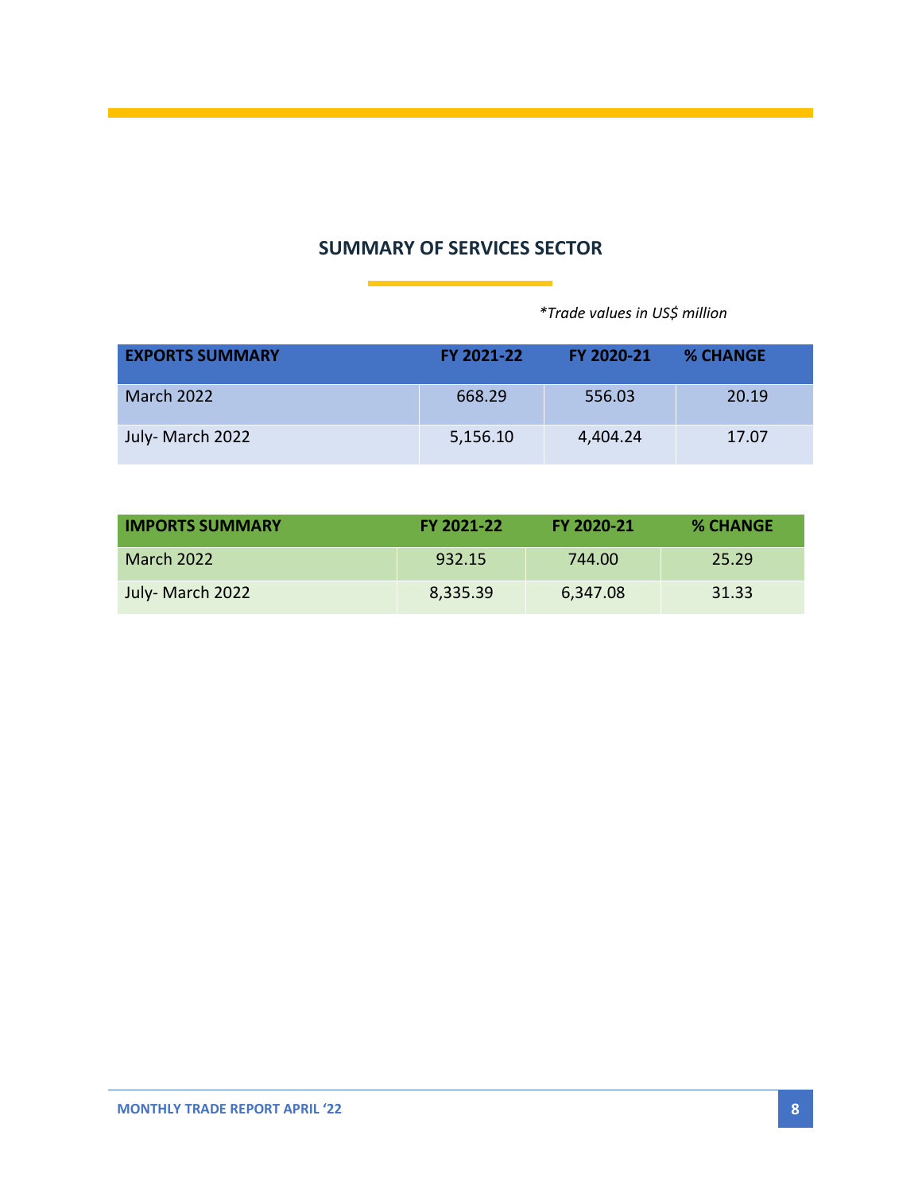## SUMMARY OF SERVICES SECTOR

*\*Trade values in US$ million*

| EXPORTS SUMMARY | FY 2021-22 | FY 2020-21 | % CHANGE |
|---|---|---|---|
| March 2022 | 668.29 | 556.03 | 20.19 |
| July- March 2022 | 5,156.10 | 4,404.24 | 17.07 |

| IMPORTS SUMMARY | FY 2021-22 | FY 2020-21 | % CHANGE |
|---|---|---|---|
| March 2022 | 932.15 | 744.00 | 25.29 |
| July- March 2022 | 8,335.39 | 6,347.08 | 31.33 |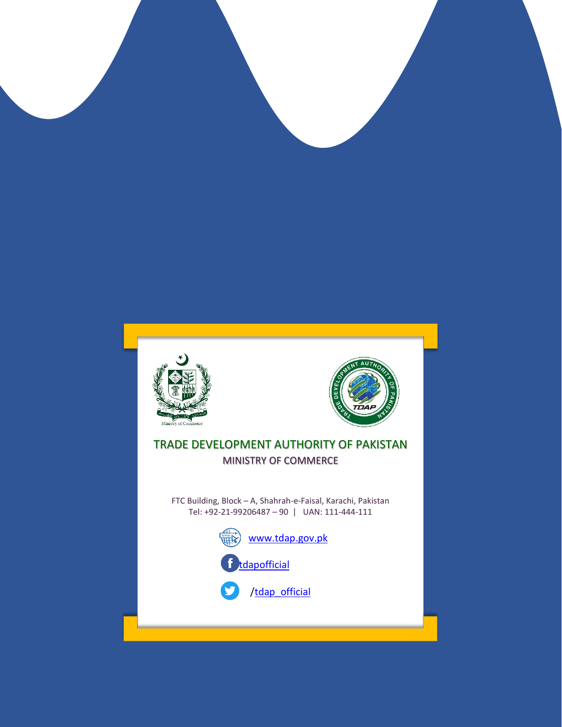TRADE DEVELOPMENT AUTHORITY OF PAKISTAN

MINISTRY OF COMMERCE

FTC Building, Block – A, Shahrah-e-Faisal, Karachi, Pakistan

Tel: +92-21-99206487 – 90 | UAN: 111-444-111

www.tdap.gov.pk

tdapofficial

/tdap_official